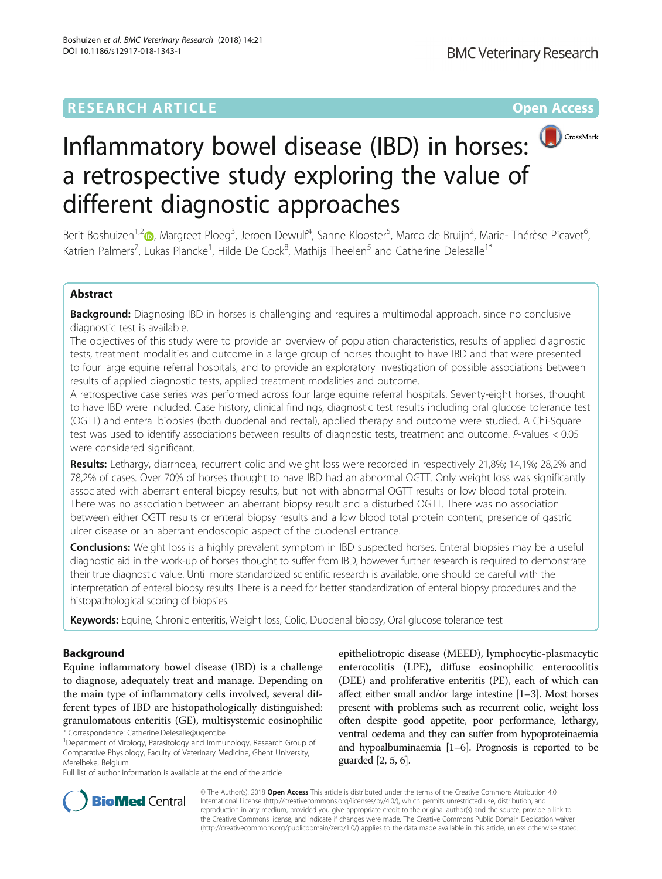RESEARCH ARTICLE

Open Access

# Inflammatory bowel disease (IBD) in horses: a retrospective study exploring the value of different diagnostic approaches

Berit Boshuizen[1,2], Margreet Ploeg[3], Jeroen Dewulf[4], Sanne Klooster[5], Marco de Bruijn[2], Marie- Thérèse Picavet[6], Katrien Palmers[7], Lukas Plancke[1], Hilde De Cock[8], Mathijs Theelen[5] and Catherine Delesalle[1*]

## Abstract

**Background:** Diagnosing IBD in horses is challenging and requires a multimodal approach, since no conclusive diagnostic test is available.

The objectives of this study were to provide an overview of population characteristics, results of applied diagnostic tests, treatment modalities and outcome in a large group of horses thought to have IBD and that were presented to four large equine referral hospitals, and to provide an exploratory investigation of possible associations between results of applied diagnostic tests, applied treatment modalities and outcome.

A retrospective case series was performed across four large equine referral hospitals. Seventy-eight horses, thought to have IBD were included. Case history, clinical findings, diagnostic test results including oral glucose tolerance test (OGTT) and enteral biopsies (both duodenal and rectal), applied therapy and outcome were studied. A Chi-Square test was used to identify associations between results of diagnostic tests, treatment and outcome. *P*-values < 0.05 were considered significant.

**Results:** Lethargy, diarrhoea, recurrent colic and weight loss were recorded in respectively 21,8%; 14,1%; 28,2% and 78,2% of cases. Over 70% of horses thought to have IBD had an abnormal OGTT. Only weight loss was significantly associated with aberrant enteral biopsy results, but not with abnormal OGTT results or low blood total protein. There was no association between an aberrant biopsy result and a disturbed OGTT. There was no association between either OGTT results or enteral biopsy results and a low blood total protein content, presence of gastric ulcer disease or an aberrant endoscopic aspect of the duodenal entrance.

**Conclusions:** Weight loss is a highly prevalent symptom in IBD suspected horses. Enteral biopsies may be a useful diagnostic aid in the work-up of horses thought to suffer from IBD, however further research is required to demonstrate their true diagnostic value. Until more standardized scientific research is available, one should be careful with the interpretation of enteral biopsy results There is a need for better standardization of enteral biopsy procedures and the histopathological scoring of biopsies.

**Keywords:** Equine, Chronic enteritis, Weight loss, Colic, Duodenal biopsy, Oral glucose tolerance test

## Background

Equine inflammatory bowel disease (IBD) is a challenge to diagnose, adequately treat and manage. Depending on the main type of inflammatory cells involved, several different types of IBD are histopathologically distinguished: granulomatous enteritis (GE), multisystemic eosinophilic epitheliotropic disease (MEED), lymphocytic-plasmacytic enterocolitis (LPE), diffuse eosinophilic enterocolitis (DEE) and proliferative enteritis (PE), each of which can affect either small and/or large intestine [1–3]. Most horses present with problems such as recurrent colic, weight loss often despite good appetite, poor performance, lethargy, ventral oedema and they can suffer from hypoproteinaemia and hypoalbuminaemia [1–6]. Prognosis is reported to be guarded [2, 5, 6].

\* Correspondence: Catherine.Delesalle@ugent.be

[1]Department of Virology, Parasitology and Immunology, Research Group of Comparative Physiology, Faculty of Veterinary Medicine, Ghent University, Merelbeke, Belgium

Full list of author information is available at the end of the article

© The Author(s). 2018 **Open Access** This article is distributed under the terms of the Creative Commons Attribution 4.0 International License (http://creativecommons.org/licenses/by/4.0/), which permits unrestricted use, distribution, and reproduction in any medium, provided you give appropriate credit to the original author(s) and the source, provide a link to the Creative Commons license, and indicate if changes were made. The Creative Commons Public Domain Dedication waiver (http://creativecommons.org/publicdomain/zero/1.0/) applies to the data made available in this article, unless otherwise stated.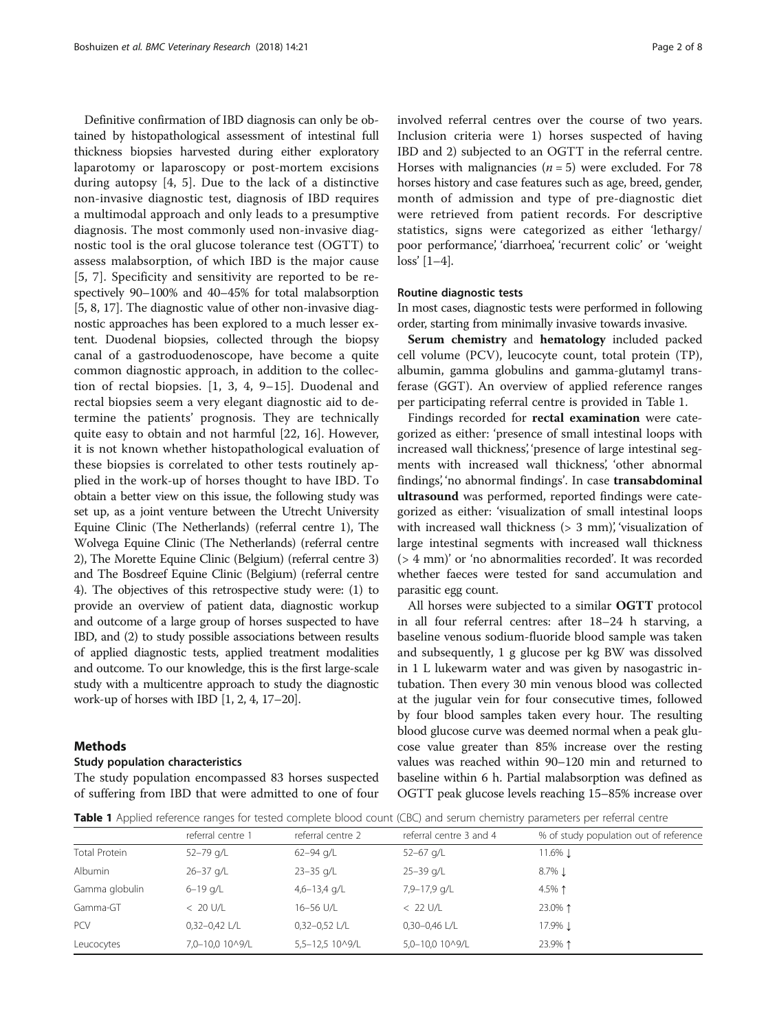Definitive confirmation of IBD diagnosis can only be obtained by histopathological assessment of intestinal full thickness biopsies harvested during either exploratory laparotomy or laparoscopy or post-mortem excisions during autopsy [4, 5]. Due to the lack of a distinctive non-invasive diagnostic test, diagnosis of IBD requires a multimodal approach and only leads to a presumptive diagnosis. The most commonly used non-invasive diagnostic tool is the oral glucose tolerance test (OGTT) to assess malabsorption, of which IBD is the major cause [5, 7]. Specificity and sensitivity are reported to be respectively 90–100% and 40–45% for total malabsorption [5, 8, 17]. The diagnostic value of other non-invasive diagnostic approaches has been explored to a much lesser extent. Duodenal biopsies, collected through the biopsy canal of a gastroduodenoscope, have become a quite common diagnostic approach, in addition to the collection of rectal biopsies. [1, 3, 4, 9–15]. Duodenal and rectal biopsies seem a very elegant diagnostic aid to determine the patients' prognosis. They are technically quite easy to obtain and not harmful [22, 16]. However, it is not known whether histopathological evaluation of these biopsies is correlated to other tests routinely applied in the work-up of horses thought to have IBD. To obtain a better view on this issue, the following study was set up, as a joint venture between the Utrecht University Equine Clinic (The Netherlands) (referral centre 1), The Wolvega Equine Clinic (The Netherlands) (referral centre 2), The Morette Equine Clinic (Belgium) (referral centre 3) and The Bosdreef Equine Clinic (Belgium) (referral centre 4). The objectives of this retrospective study were: (1) to provide an overview of patient data, diagnostic workup and outcome of a large group of horses suspected to have IBD, and (2) to study possible associations between results of applied diagnostic tests, applied treatment modalities and outcome. To our knowledge, this is the first large-scale study with a multicentre approach to study the diagnostic work-up of horses with IBD [1, 2, 4, 17–20].

## Methods

### Study population characteristics

The study population encompassed 83 horses suspected of suffering from IBD that were admitted to one of four involved referral centres over the course of two years. Inclusion criteria were 1) horses suspected of having IBD and 2) subjected to an OGTT in the referral centre. Horses with malignancies ($n = 5$) were excluded. For 78 horses history and case features such as age, breed, gender, month of admission and type of pre-diagnostic diet were retrieved from patient records. For descriptive statistics, signs were categorized as either 'lethargy/poor performance', 'diarrhoea', 'recurrent colic' or 'weight loss' [1–4].

### Routine diagnostic tests

In most cases, diagnostic tests were performed in following order, starting from minimally invasive towards invasive.

**Serum chemistry** and **hematology** included packed cell volume (PCV), leucocyte count, total protein (TP), albumin, gamma globulins and gamma-glutamyl transferase (GGT). An overview of applied reference ranges per participating referral centre is provided in Table 1.

Findings recorded for **rectal examination** were categorized as either: 'presence of small intestinal loops with increased wall thickness', 'presence of large intestinal segments with increased wall thickness', 'other abnormal findings', 'no abnormal findings'. In case **transabdominal ultrasound** was performed, reported findings were categorized as either: 'visualization of small intestinal loops with increased wall thickness (> 3 mm)', 'visualization of large intestinal segments with increased wall thickness (> 4 mm)' or 'no abnormalities recorded'. It was recorded whether faeces were tested for sand accumulation and parasitic egg count.

All horses were subjected to a similar **OGTT** protocol in all four referral centres: after 18–24 h starving, a baseline venous sodium-fluoride blood sample was taken and subsequently, 1 g glucose per kg BW was dissolved in 1 L lukewarm water and was given by nasogastric intubation. Then every 30 min venous blood was collected at the jugular vein for four consecutive times, followed by four blood samples taken every hour. The resulting blood glucose curve was deemed normal when a peak glucose value greater than 85% increase over the resting values was reached within 90–120 min and returned to baseline within 6 h. Partial malabsorption was defined as OGTT peak glucose levels reaching 15–85% increase over

**Table 1** Applied reference ranges for tested complete blood count (CBC) and serum chemistry parameters per referral centre

| | referral centre 1 | referral centre 2 | referral centre 3 and 4 | % of study population out of reference |
|---|---|---|---|---|
| Total Protein | 52–79 g/L | 62–94 g/L | 52–67 g/L | 11.6% ↓ |
| Albumin | 26–37 g/L | 23–35 g/L | 25–39 g/L | 8.7% ↓ |
| Gamma globulin | 6–19 g/L | 4,6–13,4 g/L | 7,9–17,9 g/L | 4.5% ↑ |
| Gamma-GT | < 20 U/L | 16–56 U/L | < 22 U/L | 23.0% ↑ |
| PCV | 0,32–0,42 L/L | 0,32–0,52 L/L | 0,30–0,46 L/L | 17.9% ↓ |
| Leucocytes | 7,0–10,0 10^9/L | 5,5–12,5 10^9/L | 5,0–10,0 10^9/L | 23.9% ↑ |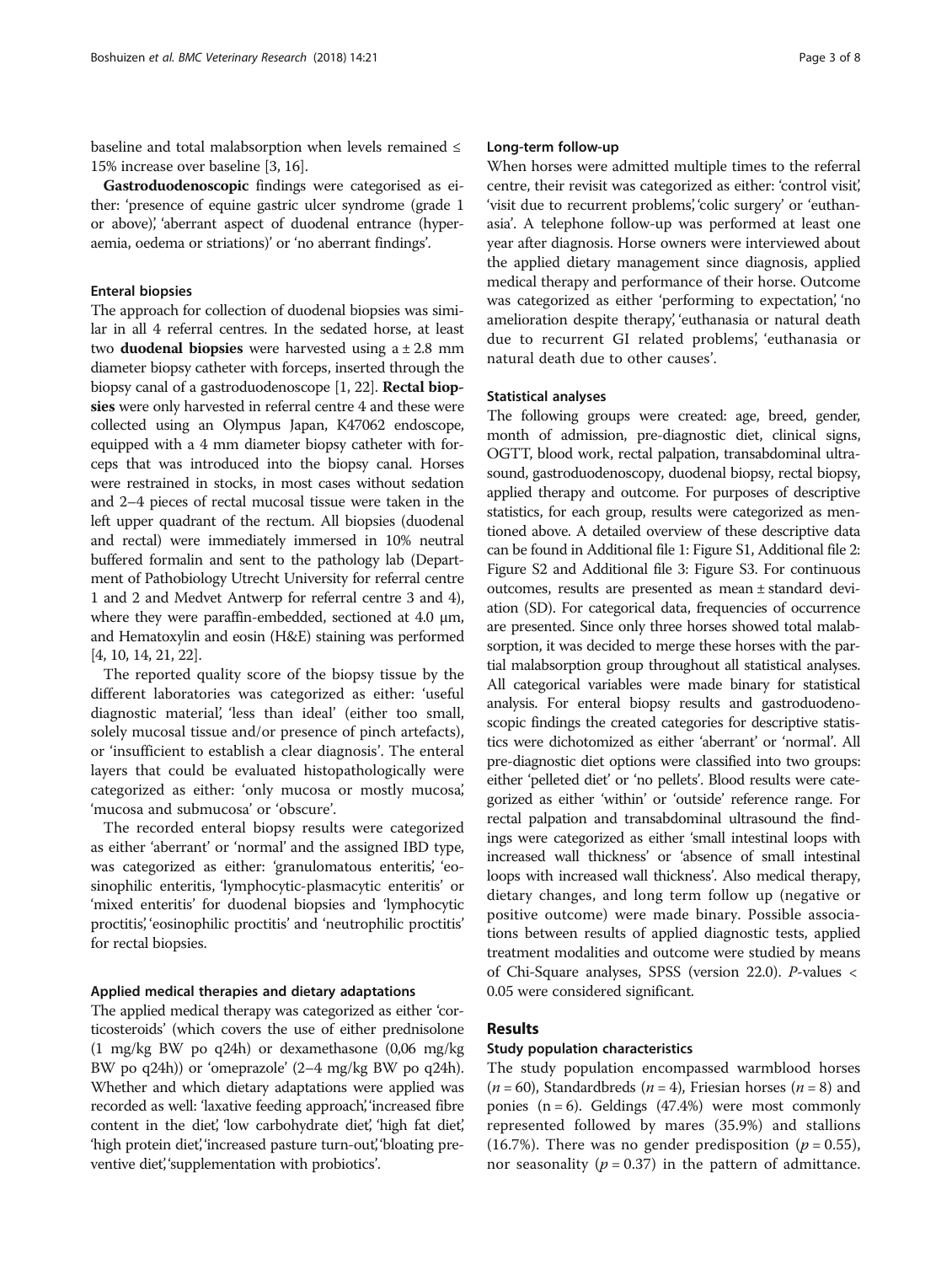baseline and total malabsorption when levels remained ≤ 15% increase over baseline [3, 16].

**Gastroduodenoscopic** findings were categorised as either: 'presence of equine gastric ulcer syndrome (grade 1 or above)', 'aberrant aspect of duodenal entrance (hyperaemia, oedema or striations)' or 'no aberrant findings'.

### Enteral biopsies

The approach for collection of duodenal biopsies was similar in all 4 referral centres. In the sedated horse, at least two **duodenal biopsies** were harvested using a ± 2.8 mm diameter biopsy catheter with forceps, inserted through the biopsy canal of a gastroduodenoscope [1, 22]. **Rectal biopsies** were only harvested in referral centre 4 and these were collected using an Olympus Japan, K47062 endoscope, equipped with a 4 mm diameter biopsy catheter with forceps that was introduced into the biopsy canal. Horses were restrained in stocks, in most cases without sedation and 2–4 pieces of rectal mucosal tissue were taken in the left upper quadrant of the rectum. All biopsies (duodenal and rectal) were immediately immersed in 10% neutral buffered formalin and sent to the pathology lab (Department of Pathobiology Utrecht University for referral centre 1 and 2 and Medvet Antwerp for referral centre 3 and 4), where they were paraffin-embedded, sectioned at 4.0 μm, and Hematoxylin and eosin (H&E) staining was performed [4, 10, 14, 21, 22].

The reported quality score of the biopsy tissue by the different laboratories was categorized as either: 'useful diagnostic material', 'less than ideal' (either too small, solely mucosal tissue and/or presence of pinch artefacts), or 'insufficient to establish a clear diagnosis'. The enteral layers that could be evaluated histopathologically were categorized as either: 'only mucosa or mostly mucosa', 'mucosa and submucosa' or 'obscure'.

The recorded enteral biopsy results were categorized as either 'aberrant' or 'normal' and the assigned IBD type, was categorized as either: 'granulomatous enteritis', 'eosinophilic enteritis, 'lymphocytic-plasmacytic enteritis' or 'mixed enteritis' for duodenal biopsies and 'lymphocytic proctitis', 'eosinophilic proctitis' and 'neutrophilic proctitis' for rectal biopsies.

### Applied medical therapies and dietary adaptations

The applied medical therapy was categorized as either 'corticosteroids' (which covers the use of either prednisolone (1 mg/kg BW po q24h) or dexamethasone (0,06 mg/kg BW po q24h)) or 'omeprazole' (2–4 mg/kg BW po q24h). Whether and which dietary adaptations were applied was recorded as well: 'laxative feeding approach', 'increased fibre content in the diet', 'low carbohydrate diet', 'high fat diet', 'high protein diet', 'increased pasture turn-out', 'bloating preventive diet', 'supplementation with probiotics'.

### Long-term follow-up

When horses were admitted multiple times to the referral centre, their revisit was categorized as either: 'control visit', 'visit due to recurrent problems', 'colic surgery' or 'euthanasia'. A telephone follow-up was performed at least one year after diagnosis. Horse owners were interviewed about the applied dietary management since diagnosis, applied medical therapy and performance of their horse. Outcome was categorized as either 'performing to expectation', 'no amelioration despite therapy', 'euthanasia or natural death due to recurrent GI related problems', 'euthanasia or natural death due to other causes'.

### Statistical analyses

The following groups were created: age, breed, gender, month of admission, pre-diagnostic diet, clinical signs, OGTT, blood work, rectal palpation, transabdominal ultrasound, gastroduodenoscopy, duodenal biopsy, rectal biopsy, applied therapy and outcome. For purposes of descriptive statistics, for each group, results were categorized as mentioned above. A detailed overview of these descriptive data can be found in Additional file 1: Figure S1, Additional file 2: Figure S2 and Additional file 3: Figure S3. For continuous outcomes, results are presented as mean ± standard deviation (SD). For categorical data, frequencies of occurrence are presented. Since only three horses showed total malabsorption, it was decided to merge these horses with the partial malabsorption group throughout all statistical analyses. All categorical variables were made binary for statistical analysis. For enteral biopsy results and gastroduodenoscopic findings the created categories for descriptive statistics were dichotomized as either 'aberrant' or 'normal'. All pre-diagnostic diet options were classified into two groups: either 'pelleted diet' or 'no pellets'. Blood results were categorized as either 'within' or 'outside' reference range. For rectal palpation and transabdominal ultrasound the findings were categorized as either 'small intestinal loops with increased wall thickness' or 'absence of small intestinal loops with increased wall thickness'. Also medical therapy, dietary changes, and long term follow up (negative or positive outcome) were made binary. Possible associations between results of applied diagnostic tests, applied treatment modalities and outcome were studied by means of Chi-Square analyses, SPSS (version 22.0). *P*-values < 0.05 were considered significant.

## Results

### Study population characteristics

The study population encompassed warmblood horses ($n = 60$), Standardbreds ($n = 4$), Friesian horses ($n = 8$) and ponies ($n = 6$). Geldings (47.4%) were most commonly represented followed by mares (35.9%) and stallions (16.7%). There was no gender predisposition ($p = 0.55$), nor seasonality ($p = 0.37$) in the pattern of admittance.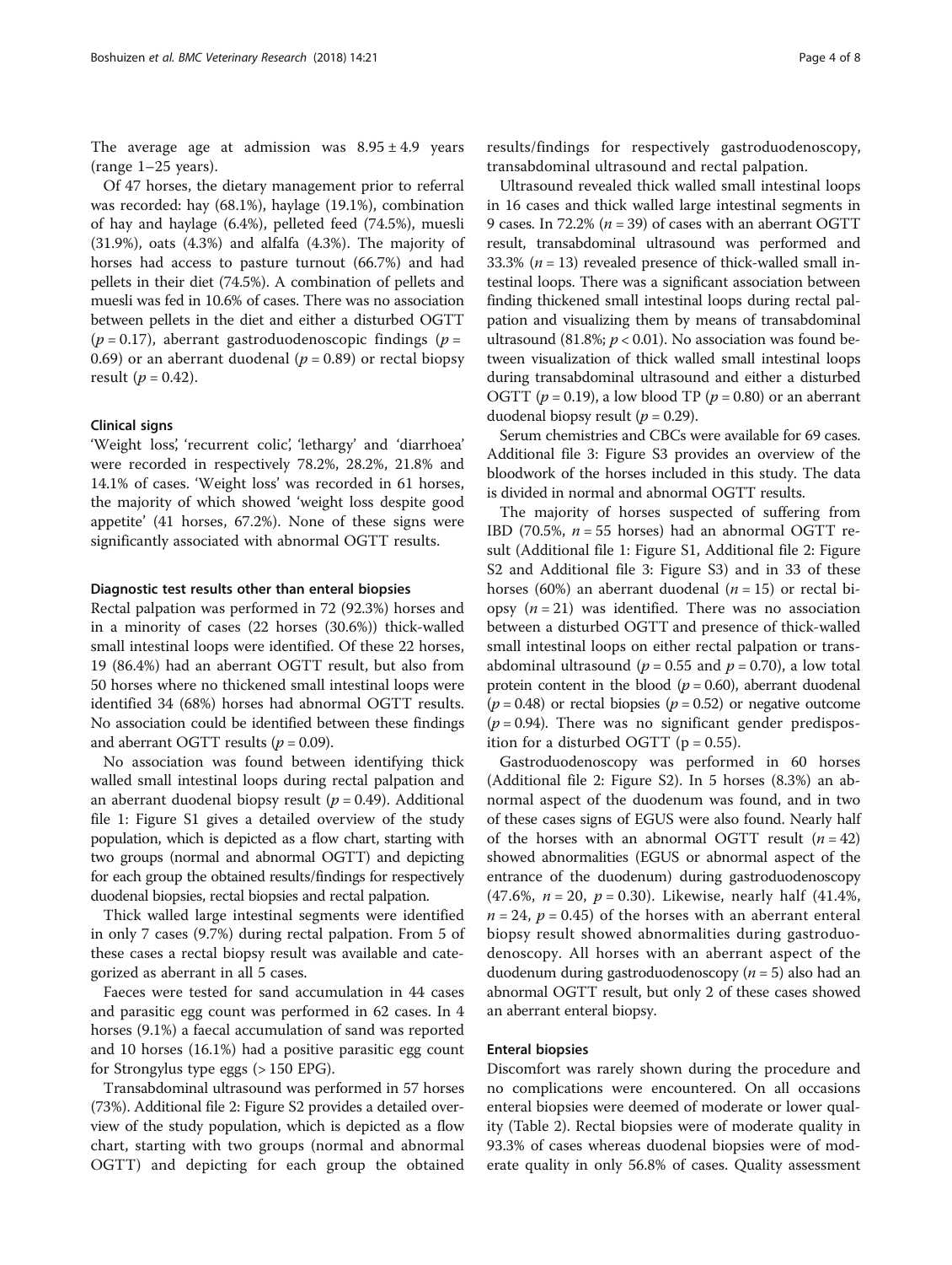The average age at admission was $8.95 \pm 4.9$ years (range 1–25 years).

Of 47 horses, the dietary management prior to referral was recorded: hay (68.1%), haylage (19.1%), combination of hay and haylage (6.4%), pelleted feed (74.5%), muesli (31.9%), oats (4.3%) and alfalfa (4.3%). The majority of horses had access to pasture turnout (66.7%) and had pellets in their diet (74.5%). A combination of pellets and muesli was fed in 10.6% of cases. There was no association between pellets in the diet and either a disturbed OGTT ($p = 0.17$), aberrant gastroduodenoscopic findings ($p = 0.69$) or an aberrant duodenal ($p = 0.89$) or rectal biopsy result ($p = 0.42$).

### Clinical signs

'Weight loss', 'recurrent colic', 'lethargy' and 'diarrhoea' were recorded in respectively 78.2%, 28.2%, 21.8% and 14.1% of cases. 'Weight loss' was recorded in 61 horses, the majority of which showed 'weight loss despite good appetite' (41 horses, 67.2%). None of these signs were significantly associated with abnormal OGTT results.

### Diagnostic test results other than enteral biopsies

Rectal palpation was performed in 72 (92.3%) horses and in a minority of cases (22 horses (30.6%)) thick-walled small intestinal loops were identified. Of these 22 horses, 19 (86.4%) had an aberrant OGTT result, but also from 50 horses where no thickened small intestinal loops were identified 34 (68%) horses had abnormal OGTT results. No association could be identified between these findings and aberrant OGTT results ($p = 0.09$).

No association was found between identifying thick walled small intestinal loops during rectal palpation and an aberrant duodenal biopsy result ($p = 0.49$). Additional file 1: Figure S1 gives a detailed overview of the study population, which is depicted as a flow chart, starting with two groups (normal and abnormal OGTT) and depicting for each group the obtained results/findings for respectively duodenal biopsies, rectal biopsies and rectal palpation.

Thick walled large intestinal segments were identified in only 7 cases (9.7%) during rectal palpation. From 5 of these cases a rectal biopsy result was available and categorized as aberrant in all 5 cases.

Faeces were tested for sand accumulation in 44 cases and parasitic egg count was performed in 62 cases. In 4 horses (9.1%) a faecal accumulation of sand was reported and 10 horses (16.1%) had a positive parasitic egg count for Strongylus type eggs (> 150 EPG).

Transabdominal ultrasound was performed in 57 horses (73%). Additional file 2: Figure S2 provides a detailed overview of the study population, which is depicted as a flow chart, starting with two groups (normal and abnormal OGTT) and depicting for each group the obtained results/findings for respectively gastroduodenoscopy, transabdominal ultrasound and rectal palpation.

Ultrasound revealed thick walled small intestinal loops in 16 cases and thick walled large intestinal segments in 9 cases. In 72.2% ($n = 39$) of cases with an aberrant OGTT result, transabdominal ultrasound was performed and 33.3% ($n = 13$) revealed presence of thick-walled small intestinal loops. There was a significant association between finding thickened small intestinal loops during rectal palpation and visualizing them by means of transabdominal ultrasound (81.8%; $p < 0.01$). No association was found between visualization of thick walled small intestinal loops during transabdominal ultrasound and either a disturbed OGTT ($p = 0.19$), a low blood TP ($p = 0.80$) or an aberrant duodenal biopsy result ($p = 0.29$).

Serum chemistries and CBCs were available for 69 cases. Additional file 3: Figure S3 provides an overview of the bloodwork of the horses included in this study. The data is divided in normal and abnormal OGTT results.

The majority of horses suspected of suffering from IBD (70.5%, $n = 55$ horses) had an abnormal OGTT result (Additional file 1: Figure S1, Additional file 2: Figure S2 and Additional file 3: Figure S3) and in 33 of these horses (60%) an aberrant duodenal ($n = 15$) or rectal biopsy ($n = 21$) was identified. There was no association between a disturbed OGTT and presence of thick-walled small intestinal loops on either rectal palpation or transabdominal ultrasound ($p = 0.55$ and $p = 0.70$), a low total protein content in the blood ($p = 0.60$), aberrant duodenal ($p = 0.48$) or rectal biopsies ($p = 0.52$) or negative outcome ($p = 0.94$). There was no significant gender predisposition for a disturbed OGTT ($p = 0.55$).

Gastroduodenoscopy was performed in 60 horses (Additional file 2: Figure S2). In 5 horses (8.3%) an abnormal aspect of the duodenum was found, and in two of these cases signs of EGUS were also found. Nearly half of the horses with an abnormal OGTT result ($n = 42$) showed abnormalities (EGUS or abnormal aspect of the entrance of the duodenum) during gastroduodenoscopy (47.6%, $n = 20$, $p = 0.30$). Likewise, nearly half (41.4%, $n = 24$, $p = 0.45$) of the horses with an aberrant enteral biopsy result showed abnormalities during gastroduodenoscopy. All horses with an aberrant aspect of the duodenum during gastroduodenoscopy ($n = 5$) also had an abnormal OGTT result, but only 2 of these cases showed an aberrant enteral biopsy.

### Enteral biopsies

Discomfort was rarely shown during the procedure and no complications were encountered. On all occasions enteral biopsies were deemed of moderate or lower quality (Table 2). Rectal biopsies were of moderate quality in 93.3% of cases whereas duodenal biopsies were of moderate quality in only 56.8% of cases. Quality assessment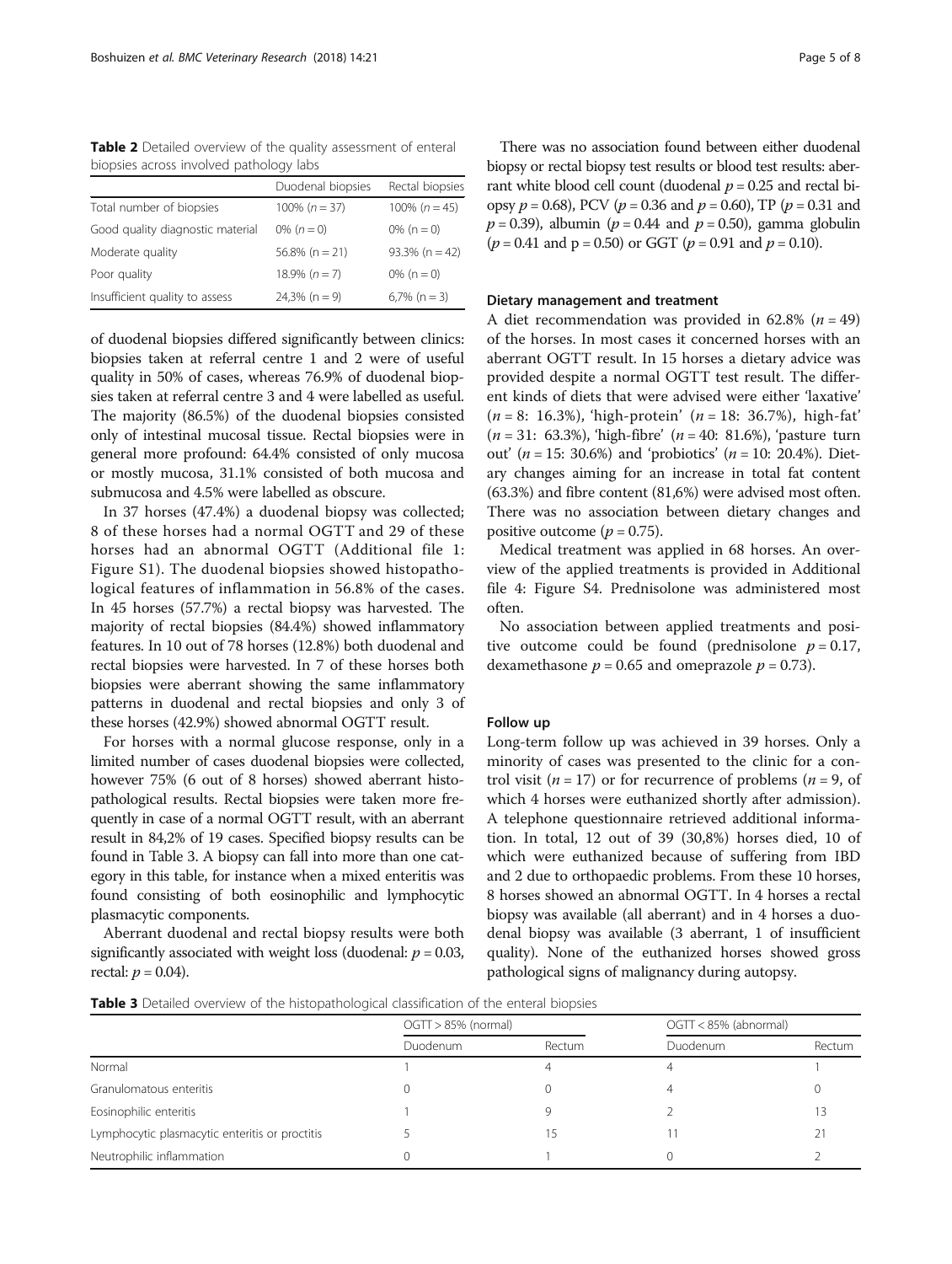**Table 2** Detailed overview of the quality assessment of enteral biopsies across involved pathology labs

| | Duodenal biopsies | Rectal biopsies |
|---|---|---|
| Total number of biopsies | 100% (*n* = 37) | 100% (*n* = 45) |
| Good quality diagnostic material | 0% (*n* = 0) | 0% (n = 0) |
| Moderate quality | 56.8% (n = 21) | 93.3% (n = 42) |
| Poor quality | 18.9% (*n* = 7) | 0% (n = 0) |
| Insufficient quality to assess | 24,3% (n = 9) | 6,7% (n = 3) |

of duodenal biopsies differed significantly between clinics: biopsies taken at referral centre 1 and 2 were of useful quality in 50% of cases, whereas 76.9% of duodenal biopsies taken at referral centre 3 and 4 were labelled as useful. The majority (86.5%) of the duodenal biopsies consisted only of intestinal mucosal tissue. Rectal biopsies were in general more profound: 64.4% consisted of only mucosa or mostly mucosa, 31.1% consisted of both mucosa and submucosa and 4.5% were labelled as obscure.

In 37 horses (47.4%) a duodenal biopsy was collected; 8 of these horses had a normal OGTT and 29 of these horses had an abnormal OGTT (Additional file 1: Figure S1). The duodenal biopsies showed histopathological features of inflammation in 56.8% of the cases. In 45 horses (57.7%) a rectal biopsy was harvested. The majority of rectal biopsies (84.4%) showed inflammatory features. In 10 out of 78 horses (12.8%) both duodenal and rectal biopsies were harvested. In 7 of these horses both biopsies were aberrant showing the same inflammatory patterns in duodenal and rectal biopsies and only 3 of these horses (42.9%) showed abnormal OGTT result.

For horses with a normal glucose response, only in a limited number of cases duodenal biopsies were collected, however 75% (6 out of 8 horses) showed aberrant histopathological results. Rectal biopsies were taken more frequently in case of a normal OGTT result, with an aberrant result in 84,2% of 19 cases. Specified biopsy results can be found in Table 3. A biopsy can fall into more than one category in this table, for instance when a mixed enteritis was found consisting of both eosinophilic and lymphocytic plasmacytic components.

Aberrant duodenal and rectal biopsy results were both significantly associated with weight loss (duodenal: $p = 0.03$, rectal: $p = 0.04$).

There was no association found between either duodenal biopsy or rectal biopsy test results or blood test results: aberrant white blood cell count (duodenal $p = 0.25$ and rectal biopsy $p = 0.68$), PCV ($p = 0.36$ and $p = 0.60$), TP ($p = 0.31$ and $p = 0.39$), albumin ($p = 0.44$ and $p = 0.50$), gamma globulin ($p = 0.41$ and $p = 0.50$) or GGT ($p = 0.91$ and $p = 0.10$).

### Dietary management and treatment

A diet recommendation was provided in 62.8% ($n = 49$) of the horses. In most cases it concerned horses with an aberrant OGTT result. In 15 horses a dietary advice was provided despite a normal OGTT test result. The different kinds of diets that were advised were either 'laxative' ($n = 8$: 16.3%), 'high-protein' ($n = 18$: 36.7%), high-fat' ($n = 31$: 63.3%), 'high-fibre' ($n = 40$: 81.6%), 'pasture turn out' ($n = 15$: 30.6%) and 'probiotics' ($n = 10$: 20.4%). Dietary changes aiming for an increase in total fat content (63.3%) and fibre content (81,6%) were advised most often. There was no association between dietary changes and positive outcome ($p = 0.75$).

Medical treatment was applied in 68 horses. An overview of the applied treatments is provided in Additional file 4: Figure S4. Prednisolone was administered most often.

No association between applied treatments and positive outcome could be found (prednisolone $p = 0.17$, dexamethasone $p = 0.65$ and omeprazole $p = 0.73$).

### Follow up

Long-term follow up was achieved in 39 horses. Only a minority of cases was presented to the clinic for a control visit ($n = 17$) or for recurrence of problems ($n = 9$, of which 4 horses were euthanized shortly after admission). A telephone questionnaire retrieved additional information. In total, 12 out of 39 (30,8%) horses died, 10 of which were euthanized because of suffering from IBD and 2 due to orthopaedic problems. From these 10 horses, 8 horses showed an abnormal OGTT. In 4 horses a rectal biopsy was available (all aberrant) and in 4 horses a duodenal biopsy was available (3 aberrant, 1 of insufficient quality). None of the euthanized horses showed gross pathological signs of malignancy during autopsy.

**Table 3** Detailed overview of the histopathological classification of the enteral biopsies

| | OGTT > 85% (normal) | | OGTT < 85% (abnormal) | |
|---|---|---|---|---|
| | Duodenum | Rectum | Duodenum | Rectum |
| Normal | 1 | 4 | 4 | 1 |
| Granulomatous enteritis | 0 | 0 | 4 | 0 |
| Eosinophilic enteritis | 1 | 9 | 2 | 13 |
| Lymphocytic plasmacytic enteritis or proctitis | 5 | 15 | 11 | 21 |
| Neutrophilic inflammation | 0 | 1 | 0 | 2 |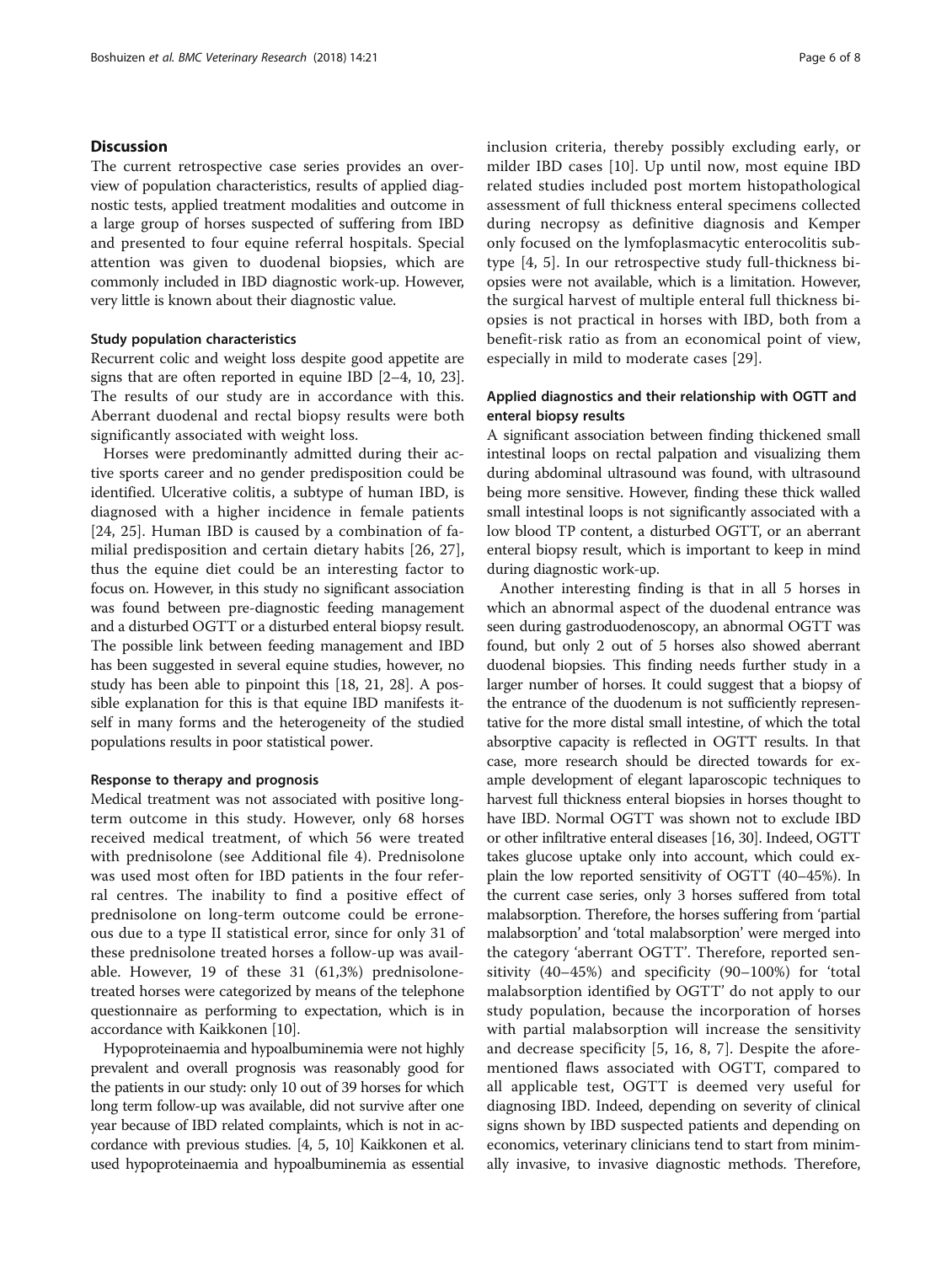## Discussion

The current retrospective case series provides an overview of population characteristics, results of applied diagnostic tests, applied treatment modalities and outcome in a large group of horses suspected of suffering from IBD and presented to four equine referral hospitals. Special attention was given to duodenal biopsies, which are commonly included in IBD diagnostic work-up. However, very little is known about their diagnostic value.

### Study population characteristics

Recurrent colic and weight loss despite good appetite are signs that are often reported in equine IBD [2–4, 10, 23]. The results of our study are in accordance with this. Aberrant duodenal and rectal biopsy results were both significantly associated with weight loss.

Horses were predominantly admitted during their active sports career and no gender predisposition could be identified. Ulcerative colitis, a subtype of human IBD, is diagnosed with a higher incidence in female patients [24, 25]. Human IBD is caused by a combination of familial predisposition and certain dietary habits [26, 27], thus the equine diet could be an interesting factor to focus on. However, in this study no significant association was found between pre-diagnostic feeding management and a disturbed OGTT or a disturbed enteral biopsy result. The possible link between feeding management and IBD has been suggested in several equine studies, however, no study has been able to pinpoint this [18, 21, 28]. A possible explanation for this is that equine IBD manifests itself in many forms and the heterogeneity of the studied populations results in poor statistical power.

### Response to therapy and prognosis

Medical treatment was not associated with positive long-term outcome in this study. However, only 68 horses received medical treatment, of which 56 were treated with prednisolone (see Additional file 4). Prednisolone was used most often for IBD patients in the four referral centres. The inability to find a positive effect of prednisolone on long-term outcome could be erroneous due to a type II statistical error, since for only 31 of these prednisolone treated horses a follow-up was available. However, 19 of these 31 (61,3%) prednisolone-treated horses were categorized by means of the telephone questionnaire as performing to expectation, which is in accordance with Kaikkonen [10].

Hypoproteinaemia and hypoalbuminemia were not highly prevalent and overall prognosis was reasonably good for the patients in our study: only 10 out of 39 horses for which long term follow-up was available, did not survive after one year because of IBD related complaints, which is not in accordance with previous studies. [4, 5, 10] Kaikkonen et al. used hypoproteinaemia and hypoalbuminemia as essential inclusion criteria, thereby possibly excluding early, or milder IBD cases [10]. Up until now, most equine IBD related studies included post mortem histopathological assessment of full thickness enteral specimens collected during necropsy as definitive diagnosis and Kemper only focused on the lymfoplasmacytic enterocolitis subtype [4, 5]. In our retrospective study full-thickness biopsies were not available, which is a limitation. However, the surgical harvest of multiple enteral full thickness biopsies is not practical in horses with IBD, both from a benefit-risk ratio as from an economical point of view, especially in mild to moderate cases [29].

### Applied diagnostics and their relationship with OGTT and enteral biopsy results

A significant association between finding thickened small intestinal loops on rectal palpation and visualizing them during abdominal ultrasound was found, with ultrasound being more sensitive. However, finding these thick walled small intestinal loops is not significantly associated with a low blood TP content, a disturbed OGTT, or an aberrant enteral biopsy result, which is important to keep in mind during diagnostic work-up.

Another interesting finding is that in all 5 horses in which an abnormal aspect of the duodenal entrance was seen during gastroduodenoscopy, an abnormal OGTT was found, but only 2 out of 5 horses also showed aberrant duodenal biopsies. This finding needs further study in a larger number of horses. It could suggest that a biopsy of the entrance of the duodenum is not sufficiently representative for the more distal small intestine, of which the total absorptive capacity is reflected in OGTT results. In that case, more research should be directed towards for example development of elegant laparoscopic techniques to harvest full thickness enteral biopsies in horses thought to have IBD. Normal OGTT was shown not to exclude IBD or other infiltrative enteral diseases [16, 30]. Indeed, OGTT takes glucose uptake only into account, which could explain the low reported sensitivity of OGTT (40–45%). In the current case series, only 3 horses suffered from total malabsorption. Therefore, the horses suffering from 'partial malabsorption' and 'total malabsorption' were merged into the category 'aberrant OGTT'. Therefore, reported sensitivity (40–45%) and specificity (90–100%) for 'total malabsorption identified by OGTT' do not apply to our study population, because the incorporation of horses with partial malabsorption will increase the sensitivity and decrease specificity [5, 16, 8, 7]. Despite the aforementioned flaws associated with OGTT, compared to all applicable test, OGTT is deemed very useful for diagnosing IBD. Indeed, depending on severity of clinical signs shown by IBD suspected patients and depending on economics, veterinary clinicians tend to start from minimally invasive, to invasive diagnostic methods. Therefore,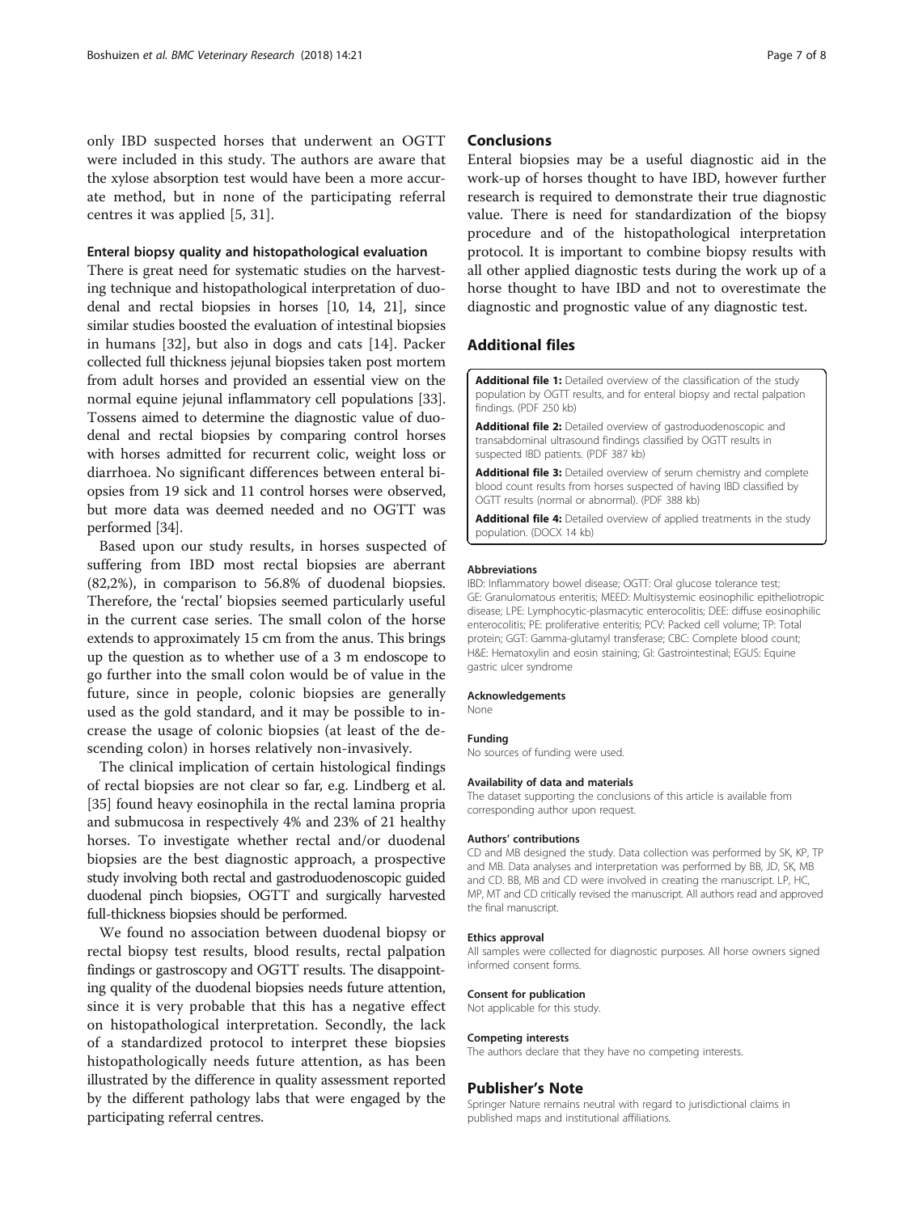only IBD suspected horses that underwent an OGTT were included in this study. The authors are aware that the xylose absorption test would have been a more accurate method, but in none of the participating referral centres it was applied [5, 31].

### Enteral biopsy quality and histopathological evaluation

There is great need for systematic studies on the harvesting technique and histopathological interpretation of duodenal and rectal biopsies in horses [10, 14, 21], since similar studies boosted the evaluation of intestinal biopsies in humans [32], but also in dogs and cats [14]. Packer collected full thickness jejunal biopsies taken post mortem from adult horses and provided an essential view on the normal equine jejunal inflammatory cell populations [33]. Tossens aimed to determine the diagnostic value of duodenal and rectal biopsies by comparing control horses with horses admitted for recurrent colic, weight loss or diarrhoea. No significant differences between enteral biopsies from 19 sick and 11 control horses were observed, but more data was deemed needed and no OGTT was performed [34].

Based upon our study results, in horses suspected of suffering from IBD most rectal biopsies are aberrant (82,2%), in comparison to 56.8% of duodenal biopsies. Therefore, the 'rectal' biopsies seemed particularly useful in the current case series. The small colon of the horse extends to approximately 15 cm from the anus. This brings up the question as to whether use of a 3 m endoscope to go further into the small colon would be of value in the future, since in people, colonic biopsies are generally used as the gold standard, and it may be possible to increase the usage of colonic biopsies (at least of the descending colon) in horses relatively non-invasively.

The clinical implication of certain histological findings of rectal biopsies are not clear so far, e.g. Lindberg et al. [35] found heavy eosinophila in the rectal lamina propria and submucosa in respectively 4% and 23% of 21 healthy horses. To investigate whether rectal and/or duodenal biopsies are the best diagnostic approach, a prospective study involving both rectal and gastroduodenoscopic guided duodenal pinch biopsies, OGTT and surgically harvested full-thickness biopsies should be performed.

We found no association between duodenal biopsy or rectal biopsy test results, blood results, rectal palpation findings or gastroscopy and OGTT results. The disappointing quality of the duodenal biopsies needs future attention, since it is very probable that this has a negative effect on histopathological interpretation. Secondly, the lack of a standardized protocol to interpret these biopsies histopathologically needs future attention, as has been illustrated by the difference in quality assessment reported by the different pathology labs that were engaged by the participating referral centres.

## Conclusions

Enteral biopsies may be a useful diagnostic aid in the work-up of horses thought to have IBD, however further research is required to demonstrate their true diagnostic value. There is need for standardization of the biopsy procedure and of the histopathological interpretation protocol. It is important to combine biopsy results with all other applied diagnostic tests during the work up of a horse thought to have IBD and not to overestimate the diagnostic and prognostic value of any diagnostic test.

## Additional files

**Additional file 1:** Detailed overview of the classification of the study population by OGTT results, and for enteral biopsy and rectal palpation findings. (PDF 250 kb)

**Additional file 2:** Detailed overview of gastroduodenoscopic and transabdominal ultrasound findings classified by OGTT results in suspected IBD patients. (PDF 387 kb)

**Additional file 3:** Detailed overview of serum chemistry and complete blood count results from horses suspected of having IBD classified by OGTT results (normal or abnormal). (PDF 388 kb)

**Additional file 4:** Detailed overview of applied treatments in the study population. (DOCX 14 kb)

#### Abbreviations

IBD: Inflammatory bowel disease; OGTT: Oral glucose tolerance test; GE: Granulomatous enteritis; MEED: Multisystemic eosinophilic epitheliotropic disease; LPE: Lymphocytic-plasmacytic enterocolitis; DEE: diffuse eosinophilic enterocolitis; PE: proliferative enteritis; PCV: Packed cell volume; TP: Total protein; GGT: Gamma-glutamyl transferase; CBC: Complete blood count; H&E: Hematoxylin and eosin staining; GI: Gastrointestinal; EGUS: Equine gastric ulcer syndrome

#### Acknowledgements

None

#### Funding

No sources of funding were used.

#### Availability of data and materials

The dataset supporting the conclusions of this article is available from corresponding author upon request.

#### Authors' contributions

CD and MB designed the study. Data collection was performed by SK, KP, TP and MB. Data analyses and interpretation was performed by BB, JD, SK, MB and CD. BB, MB and CD were involved in creating the manuscript. LP, HC, MP, MT and CD critically revised the manuscript. All authors read and approved the final manuscript.

#### Ethics approval

All samples were collected for diagnostic purposes. All horse owners signed informed consent forms.

#### Consent for publication

Not applicable for this study.

#### Competing interests

The authors declare that they have no competing interests.

## Publisher's Note

Springer Nature remains neutral with regard to jurisdictional claims in published maps and institutional affiliations.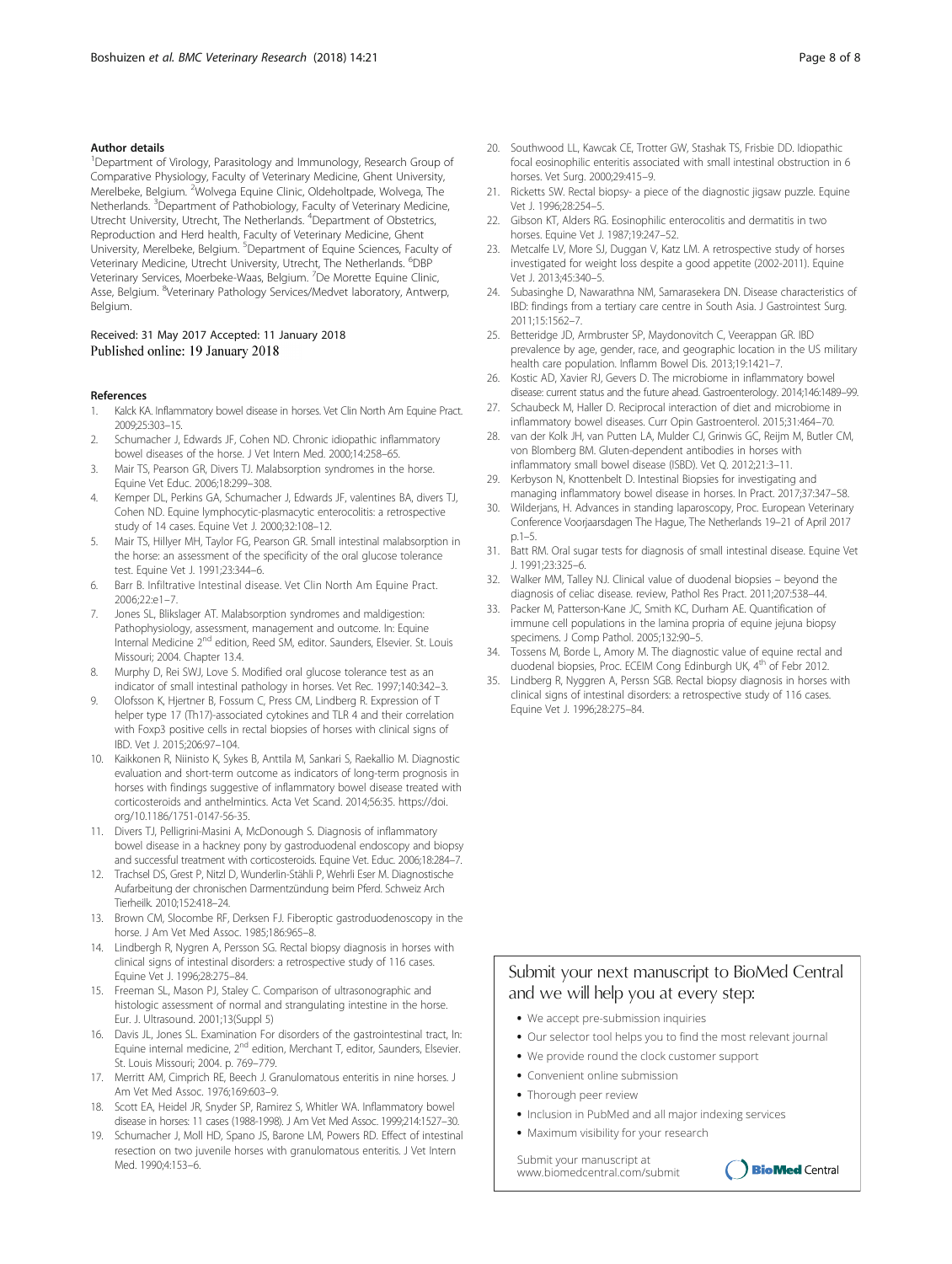#### Author details

[1]Department of Virology, Parasitology and Immunology, Research Group of Comparative Physiology, Faculty of Veterinary Medicine, Ghent University, Merelbeke, Belgium. [2]Wolvega Equine Clinic, Oldeholtpade, Wolvega, The Netherlands. [3]Department of Pathobiology, Faculty of Veterinary Medicine, Utrecht University, Utrecht, The Netherlands. [4]Department of Obstetrics, Reproduction and Herd health, Faculty of Veterinary Medicine, Ghent University, Merelbeke, Belgium. [5]Department of Equine Sciences, Faculty of Veterinary Medicine, Utrecht University, Utrecht, The Netherlands. [6]DBP Veterinary Services, Moerbeke-Waas, Belgium. [7]De Morette Equine Clinic, Asse, Belgium. [8]Veterinary Pathology Services/Medvet laboratory, Antwerp, Belgium.

Received: 31 May 2017 Accepted: 11 January 2018
Published online: 19 January 2018

#### References

1. Kalck KA. Inflammatory bowel disease in horses. Vet Clin North Am Equine Pract. 2009;25:303–15.
2. Schumacher J, Edwards JF, Cohen ND. Chronic idiopathic inflammatory bowel diseases of the horse. J Vet Intern Med. 2000;14:258–65.
3. Mair TS, Pearson GR, Divers TJ. Malabsorption syndromes in the horse. Equine Vet Educ. 2006;18:299–308.
4. Kemper DL, Perkins GA, Schumacher J, Edwards JF, valentines BA, divers TJ, Cohen ND. Equine lymphocytic-plasmacytic enterocolitis: a retrospective study of 14 cases. Equine Vet J. 2000;32:108–12.
5. Mair TS, Hillyer MH, Taylor FG, Pearson GR. Small intestinal malabsorption in the horse: an assessment of the specificity of the oral glucose tolerance test. Equine Vet J. 1991;23:344–6.
6. Barr B. Infiltrative Intestinal disease. Vet Clin North Am Equine Pract. 2006;22:e1–7.
7. Jones SL, Blikslager AT. Malabsorption syndromes and maldigestion: Pathophysiology, assessment, management and outcome. In: Equine Internal Medicine 2nd edition, Reed SM, editor. Saunders, Elsevier. St. Louis Missouri; 2004. Chapter 13.4.
8. Murphy D, Rei SWJ, Love S. Modified oral glucose tolerance test as an indicator of small intestinal pathology in horses. Vet Rec. 1997;140:342–3.
9. Olofsson K, Hjertner B, Fossum C, Press CM, Lindberg R. Expression of T helper type 17 (Th17)-associated cytokines and TLR 4 and their correlation with Foxp3 positive cells in rectal biopsies of horses with clinical signs of IBD. Vet J. 2015;206:97–104.
10. Kaikkonen R, Niinisto K, Sykes B, Anttila M, Sankari S, Raekallio M. Diagnostic evaluation and short-term outcome as indicators of long-term prognosis in horses with findings suggestive of inflammatory bowel disease treated with corticosteroids and anthelmintics. Acta Vet Scand. 2014;56:35. https://doi.org/10.1186/1751-0147-56-35.
11. Divers TJ, Pelligrini-Masini A, McDonough S. Diagnosis of inflammatory bowel disease in a hackney pony by gastroduodenal endoscopy and biopsy and successful treatment with corticosteroids. Equine Vet. Educ. 2006;18:284–7.
12. Trachsel DS, Grest P, Nitzl D, Wunderlin-Stähli P, Wehrli Eser M. Diagnostische Aufarbeitung der chronischen Darmentzündung beim Pferd. Schweiz Arch Tierheilk. 2010;152:418–24.
13. Brown CM, Slocombe RF, Derksen FJ. Fiberoptic gastroduodenoscopy in the horse. J Am Vet Med Assoc. 1985;186:965–8.
14. Lindbergh R, Nygren A, Persson SG. Rectal biopsy diagnosis in horses with clinical signs of intestinal disorders: a retrospective study of 116 cases. Equine Vet J. 1996;28:275–84.
15. Freeman SL, Mason PJ, Staley C. Comparison of ultrasonographic and histologic assessment of normal and strangulating intestine in the horse. Eur. J. Ultrasound. 2001;13(Suppl 5)
16. Davis JL, Jones SL. Examination For disorders of the gastrointestinal tract, In: Equine internal medicine, 2nd edition, Merchant T, editor, Saunders, Elsevier. St. Louis Missouri; 2004. p. 769–779.
17. Merritt AM, Cimprich RE, Beech J. Granulomatous enteritis in nine horses. J Am Vet Med Assoc. 1976;169:603–9.
18. Scott EA, Heidel JR, Snyder SP, Ramirez S, Whitler WA. Inflammatory bowel disease in horses: 11 cases (1988-1998). J Am Vet Med Assoc. 1999;214:1527–30.
19. Schumacher J, Moll HD, Spano JS, Barone LM, Powers RD. Effect of intestinal resection on two juvenile horses with granulomatous enteritis. J Vet Intern Med. 1990;4:153–6.
20. Southwood LL, Kawcak CE, Trotter GW, Stashak TS, Frisbie DD. Idiopathic focal eosinophilic enteritis associated with small intestinal obstruction in 6 horses. Vet Surg. 2000;29:415–9.
21. Ricketts SW. Rectal biopsy- a piece of the diagnostic jigsaw puzzle. Equine Vet J. 1996;28:254–5.
22. Gibson KT, Alders RG. Eosinophilic enterocolitis and dermatitis in two horses. Equine Vet J. 1987;19:247–52.
23. Metcalfe LV, More SJ, Duggan V, Katz LM. A retrospective study of horses investigated for weight loss despite a good appetite (2002-2011). Equine Vet J. 2013;45:340–5.
24. Subasinghe D, Nawarathna NM, Samarasekera DN. Disease characteristics of IBD: findings from a tertiary care centre in South Asia. J Gastrointest Surg. 2011;15:1562–7.
25. Betteridge JD, Armbruster SP, Maydonovitch C, Veerappan GR. IBD prevalence by age, gender, race, and geographic location in the US military health care population. Inflamm Bowel Dis. 2013;19:1421–7.
26. Kostic AD, Xavier RJ, Gevers D. The microbiome in inflammatory bowel disease: current status and the future ahead. Gastroenterology. 2014;146:1489–99.
27. Schaubeck M, Haller D. Reciprocal interaction of diet and microbiome in inflammatory bowel diseases. Curr Opin Gastroenterol. 2015;31:464–70.
28. van der Kolk JH, van Putten LA, Mulder CJ, Grinwis GC, Reijm M, Butler CM, von Blomberg BM. Gluten-dependent antibodies in horses with inflammatory small bowel disease (ISBD). Vet Q. 2012;21:3–11.
29. Kerbyson N, Knottenbelt D. Intestinal Biopsies for investigating and managing inflammatory bowel disease in horses. In Pract. 2017;37:347–58.
30. Wilderjans, H. Advances in standing laparoscopy, Proc. European Veterinary Conference Voorjaarsdagen The Hague, The Netherlands 19–21 of April 2017 p.1–5.
31. Batt RM. Oral sugar tests for diagnosis of small intestinal disease. Equine Vet J. 1991;23:325–6.
32. Walker MM, Talley NJ. Clinical value of duodenal biopsies – beyond the diagnosis of celiac disease. review, Pathol Res Pract. 2011;207:538–44.
33. Packer M, Patterson-Kane JC, Smith KC, Durham AE. Quantification of immune cell populations in the lamina propria of equine jejuna biopsy specimens. J Comp Pathol. 2005;132:90–5.
34. Tossens M, Borde L, Amory M. The diagnostic value of equine rectal and duodenal biopsies, Proc. ECEIM Cong Edinburgh UK, 4th of Febr 2012.
35. Lindberg R, Nyggren A, Perssn SGB. Rectal biopsy diagnosis in horses with clinical signs of intestinal disorders: a retrospective study of 116 cases. Equine Vet J. 1996;28:275–84.

Submit your next manuscript to BioMed Central and we will help you at every step:

- We accept pre-submission inquiries
- Our selector tool helps you to find the most relevant journal
- We provide round the clock customer support
- Convenient online submission
- Thorough peer review
- Inclusion in PubMed and all major indexing services
- Maximum visibility for your research

Submit your manuscript at www.biomedcentral.com/submit

BioMed Central